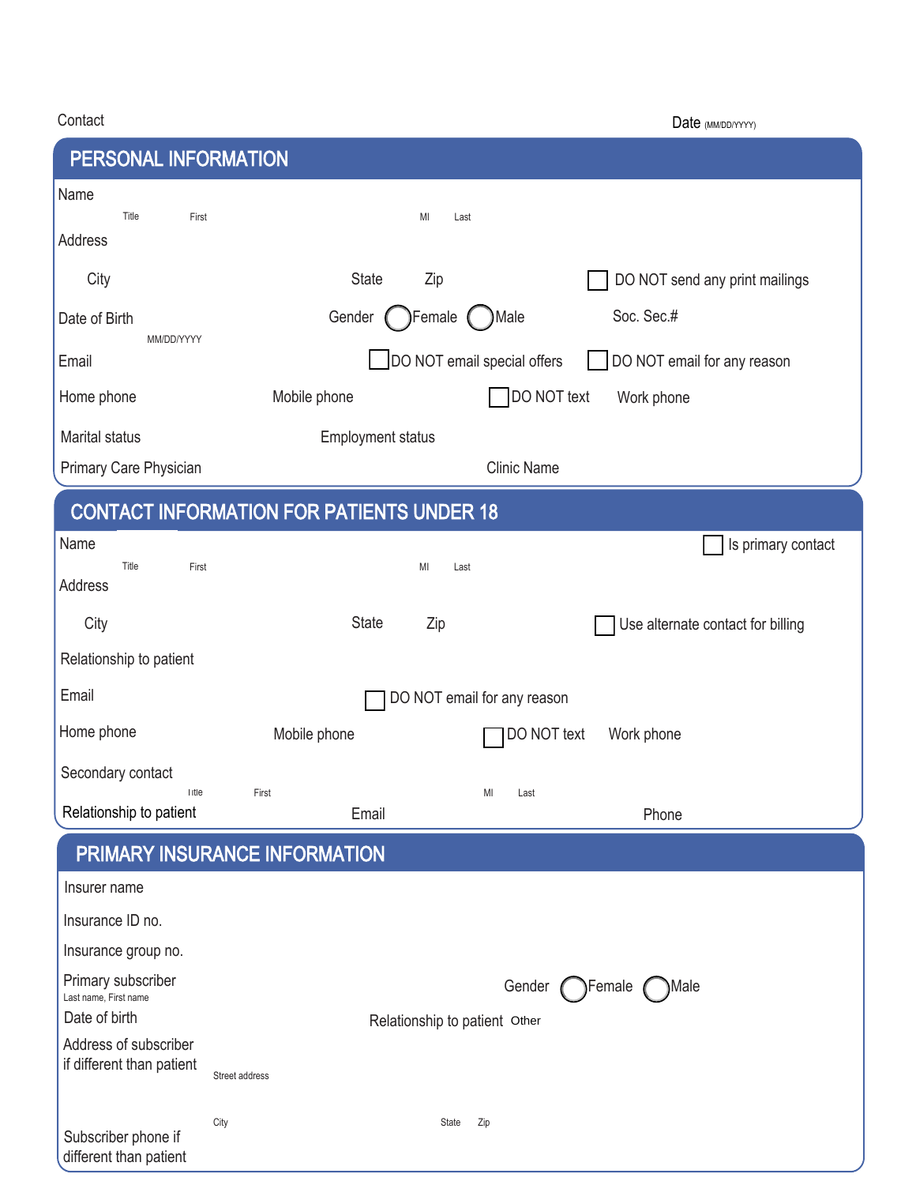Contact

Date (MM/DD/YYYY)

## PERSONAL INFORMATION

Name

Title First MI Last

Address

City State Zip ☐ DO NOT send any print mailings

Date of Birth MM/DD/YYYY Gender ◯ Female ◯ Male Soc. Sec.#

Email ☐ DO NOT email special offers ☐ DO NOT email for any reason

Home phone Mobile phone ☐ DO NOT text Work phone

Marital status Employment status

Primary Care Physician Clinic Name

## CONTACT INFORMATION FOR PATIENTS UNDER 18

Name ☐ Is primary contact

Title First MI Last

Address

City State Zip ☐ Use alternate contact for billing

Relationship to patient

Email ☐ DO NOT email for any reason

Home phone Mobile phone ☐ DO NOT text Work phone

Secondary contact

Title First MI Last

Relationship to patient Email Phone

## PRIMARY INSURANCE INFORMATION

Insurer name

Insurance ID no.

Insurance group no.

Primary subscriber
Last name, First name

Gender ◯ Female ◯ Male

Date of birth

Relationship to patient Other

Address of subscriber if different than patient

Street address

City State Zip

Subscriber phone if different than patient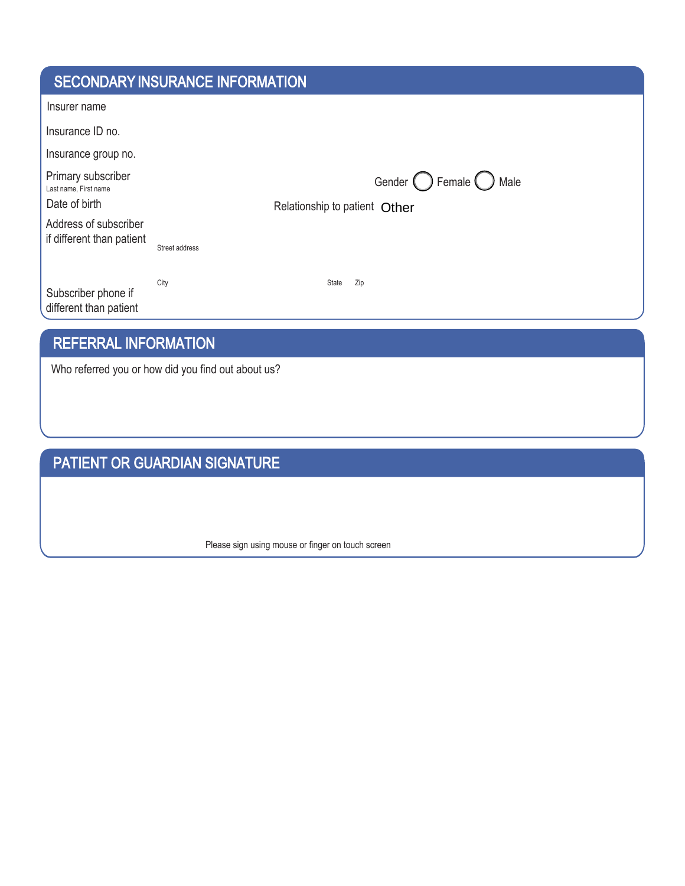## SECONDARY INSURANCE INFORMATION

Insurer name

Insurance ID no.

Insurance group no.

Primary subscriber
Last name, First name

Gender ◯ Female ◯ Male

Date of birth

Relationship to patient Other

Address of subscriber if different than patient

Street address

City

State Zip

Subscriber phone if different than patient

## REFERRAL INFORMATION

Who referred you or how did you find out about us?

## PATIENT OR GUARDIAN SIGNATURE

Please sign using mouse or finger on touch screen